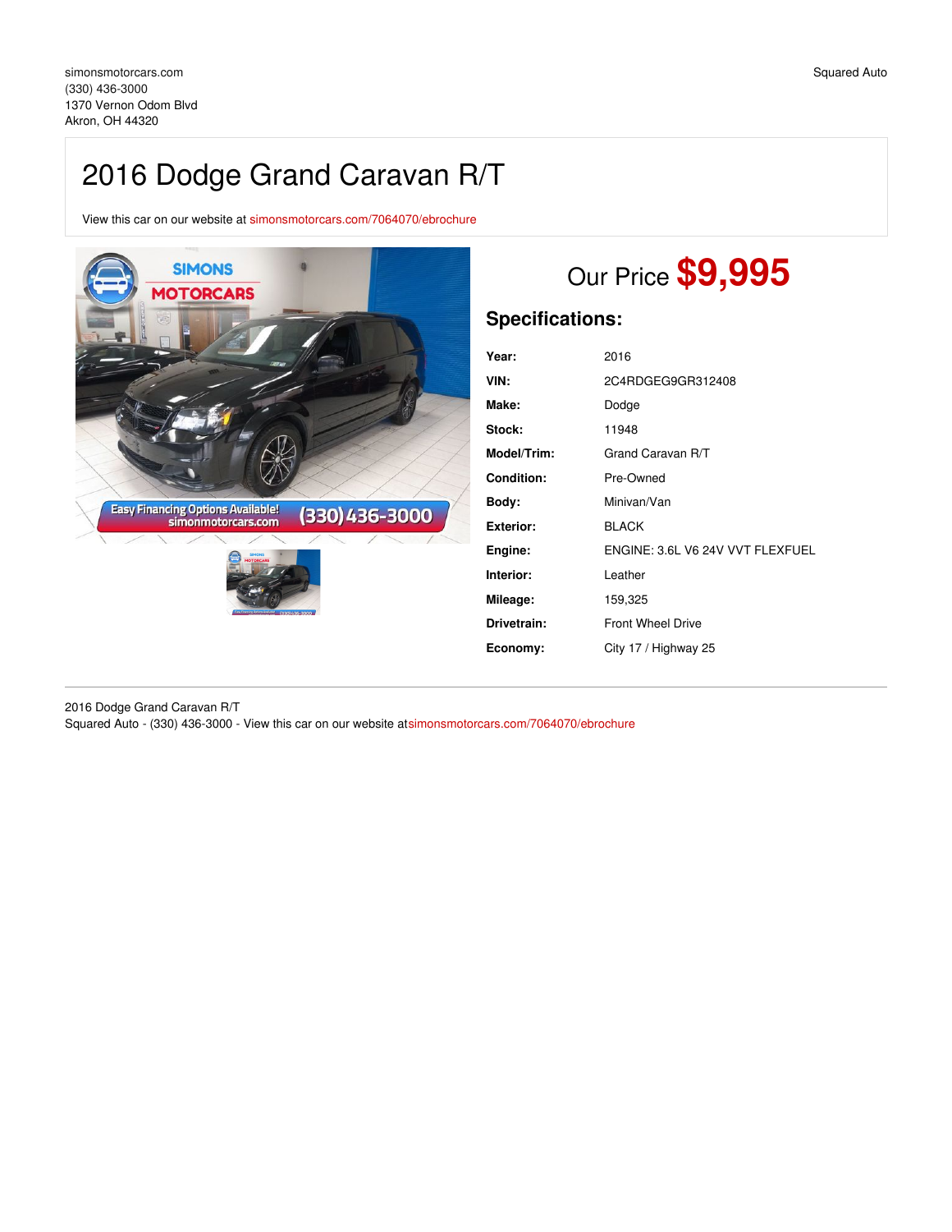simonsmotorcars.com
(330) 436-3000
1370 Vernon Odom Blvd
Akron, OH 44320

Squared Auto

# 2016 Dodge Grand Caravan R/T

View this car on our website at simonsmotorcars.com/7064070/ebrochure

## Our Price **$9,995**

## Specifications:

| | |
|---|---|
| **Year:** | 2016 |
| **VIN:** | 2C4RDGEG9GR312408 |
| **Make:** | Dodge |
| **Stock:** | 11948 |
| **Model/Trim:** | Grand Caravan R/T |
| **Condition:** | Pre-Owned |
| **Body:** | Minivan/Van |
| **Exterior:** | BLACK |
| **Engine:** | ENGINE: 3.6L V6 24V VVT FLEXFUEL |
| **Interior:** | Leather |
| **Mileage:** | 159,325 |
| **Drivetrain:** | Front Wheel Drive |
| **Economy:** | City 17 / Highway 25 |

2016 Dodge Grand Caravan R/T
Squared Auto - (330) 436-3000 - View this car on our website at simonsmotorcars.com/7064070/ebrochure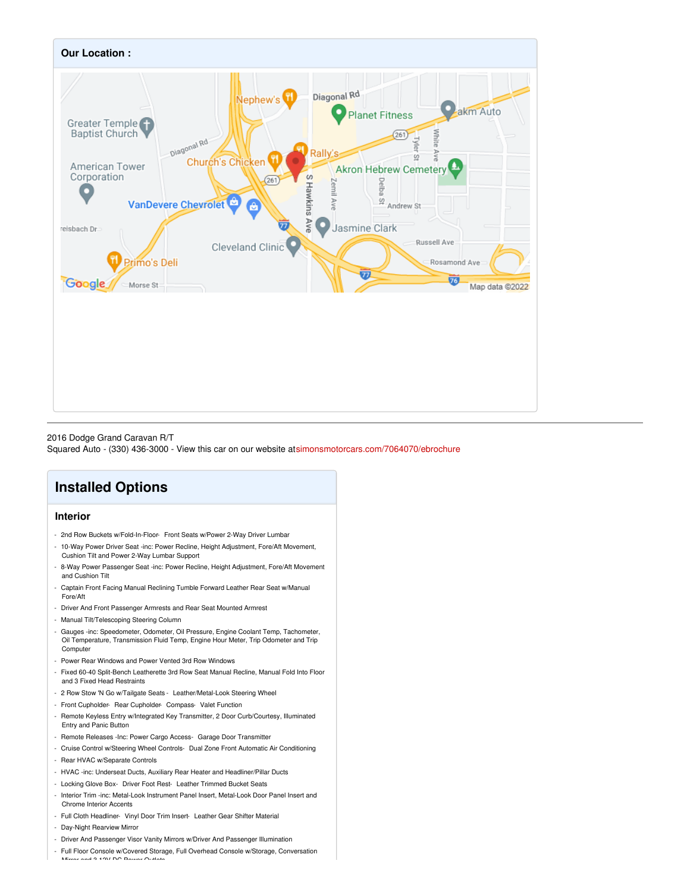## Our Location :

2016 Dodge Grand Caravan R/T
Squared Auto - (330) 436-3000 - View this car on our website atsimonsmotorcars.com/7064070/ebrochure

# Installed Options

## Interior

- 2nd Row Buckets w/Fold-In-Floor- Front Seats w/Power 2-Way Driver Lumbar
- 10-Way Power Driver Seat -inc: Power Recline, Height Adjustment, Fore/Aft Movement, Cushion Tilt and Power 2-Way Lumbar Support
- 8-Way Power Passenger Seat -inc: Power Recline, Height Adjustment, Fore/Aft Movement and Cushion Tilt
- Captain Front Facing Manual Reclining Tumble Forward Leather Rear Seat w/Manual Fore/Aft
- Driver And Front Passenger Armrests and Rear Seat Mounted Armrest
- Manual Tilt/Telescoping Steering Column
- Gauges -inc: Speedometer, Odometer, Oil Pressure, Engine Coolant Temp, Tachometer, Oil Temperature, Transmission Fluid Temp, Engine Hour Meter, Trip Odometer and Trip Computer
- Power Rear Windows and Power Vented 3rd Row Windows
- Fixed 60-40 Split-Bench Leatherette 3rd Row Seat Manual Recline, Manual Fold Into Floor and 3 Fixed Head Restraints
- 2 Row Stow 'N Go w/Tailgate Seats - Leather/Metal-Look Steering Wheel
- Front Cupholder- Rear Cupholder- Compass- Valet Function
- Remote Keyless Entry w/Integrated Key Transmitter, 2 Door Curb/Courtesy, Illuminated Entry and Panic Button
- Remote Releases -Inc: Power Cargo Access- Garage Door Transmitter
- Cruise Control w/Steering Wheel Controls- Dual Zone Front Automatic Air Conditioning
- Rear HVAC w/Separate Controls
- HVAC -inc: Underseat Ducts, Auxiliary Rear Heater and Headliner/Pillar Ducts
- Locking Glove Box- Driver Foot Rest- Leather Trimmed Bucket Seats
- Interior Trim -inc: Metal-Look Instrument Panel Insert, Metal-Look Door Panel Insert and Chrome Interior Accents
- Full Cloth Headliner- Vinyl Door Trim Insert- Leather Gear Shifter Material
- Day-Night Rearview Mirror
- Driver And Passenger Visor Vanity Mirrors w/Driver And Passenger Illumination
- Full Floor Console w/Covered Storage, Full Overhead Console w/Storage, Conversation Mirror and 3 12V DC Power Outlets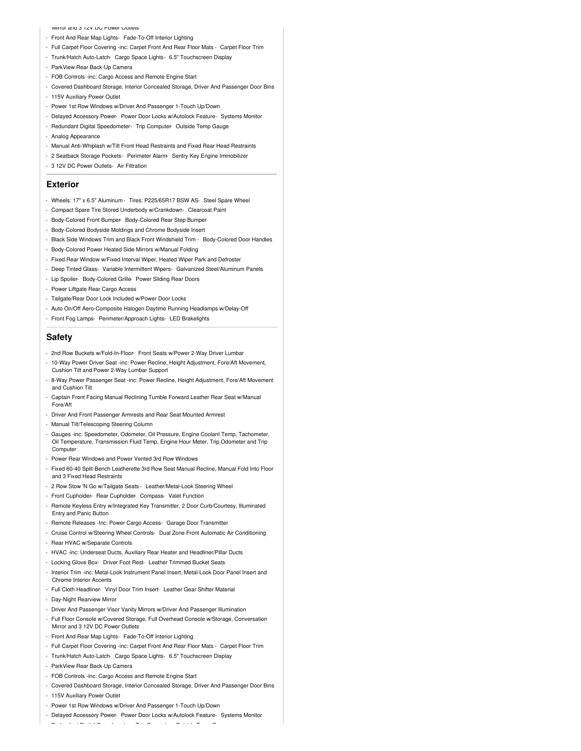Mirror and 3 12V DC Power Outlets

- Front And Rear Map Lights- Fade-To-Off Interior Lighting
- Full Carpet Floor Covering -inc: Carpet Front And Rear Floor Mats - Carpet Floor Trim
- Trunk/Hatch Auto-Latch- Cargo Space Lights- 6.5" Touchscreen Display
- ParkView Rear Back-Up Camera
- FOB Controls -inc: Cargo Access and Remote Engine Start
- Covered Dashboard Storage, Interior Concealed Storage, Driver And Passenger Door Bins
- 115V Auxiliary Power Outlet
- Power 1st Row Windows w/Driver And Passenger 1-Touch Up/Down
- Delayed Accessory Power- Power Door Locks w/Autolock Feature- Systems Monitor
- Redundant Digital Speedometer- Trip Computer- Outside Temp Gauge
- Analog Appearance
- Manual Anti-Whiplash w/Tilt Front Head Restraints and Fixed Rear Head Restraints
- 2 Seatback Storage Pockets- Perimeter Alarm- Sentry Key Engine Immobilizer
- 3 12V DC Power Outlets- Air Filtration

## Exterior

- Wheels: 17" x 6.5" Aluminum - Tires: P225/65R17 BSW AS- Steel Spare Wheel
- Compact Spare Tire Stored Underbody w/Crankdown- Clearcoat Paint
- Body-Colored Front Bumper- Body-Colored Rear Step Bumper
- Body-Colored Bodyside Moldings and Chrome Bodyside Insert
- Black Side Windows Trim and Black Front Windshield Trim - Body-Colored Door Handles
- Body-Colored Power Heated Side Mirrors w/Manual Folding
- Fixed Rear Window w/Fixed Interval Wiper, Heated Wiper Park and Defroster
- Deep Tinted Glass- Variable Intermittent Wipers- Galvanized Steel/Aluminum Panels
- Lip Spoiler- Body-Colored Grille- Power Sliding Rear Doors
- Power Liftgate Rear Cargo Access
- Tailgate/Rear Door Lock Included w/Power Door Locks
- Auto On/Off Aero-Composite Halogen Daytime Running Headlamps w/Delay-Off
- Front Fog Lamps- Perimeter/Approach Lights- LED Brakelights

## Safety

- 2nd Row Buckets w/Fold-In-Floor- Front Seats w/Power 2-Way Driver Lumbar
- 10-Way Power Driver Seat -inc: Power Recline, Height Adjustment, Fore/Aft Movement, Cushion Tilt and Power 2-Way Lumbar Support
- 8-Way Power Passenger Seat -inc: Power Recline, Height Adjustment, Fore/Aft Movement and Cushion Tilt
- Captain Front Facing Manual Reclining Tumble Forward Leather Rear Seat w/Manual Fore/Aft
- Driver And Front Passenger Armrests and Rear Seat Mounted Armrest
- Manual Tilt/Telescoping Steering Column
- Gauges -inc: Speedometer, Odometer, Oil Pressure, Engine Coolant Temp, Tachometer, Oil Temperature, Transmission Fluid Temp, Engine Hour Meter, Trip Odometer and Trip Computer
- Power Rear Windows and Power Vented 3rd Row Windows
- Fixed 60-40 Split-Bench Leatherette 3rd Row Seat Manual Recline, Manual Fold Into Floor and 3 Fixed Head Restraints
- 2 Row Stow 'N Go w/Tailgate Seats - Leather/Metal-Look Steering Wheel
- Front Cupholder- Rear Cupholder- Compass- Valet Function
- Remote Keyless Entry w/Integrated Key Transmitter, 2 Door Curb/Courtesy, Illuminated Entry and Panic Button
- Remote Releases -Inc: Power Cargo Access- Garage Door Transmitter
- Cruise Control w/Steering Wheel Controls- Dual Zone Front Automatic Air Conditioning
- Rear HVAC w/Separate Controls
- HVAC -inc: Underseat Ducts, Auxiliary Rear Heater and Headliner/Pillar Ducts
- Locking Glove Box- Driver Foot Rest- Leather Trimmed Bucket Seats
- Interior Trim -inc: Metal-Look Instrument Panel Insert, Metal-Look Door Panel Insert and Chrome Interior Accents
- Full Cloth Headliner- Vinyl Door Trim Insert- Leather Gear Shifter Material
- Day-Night Rearview Mirror
- Driver And Passenger Visor Vanity Mirrors w/Driver And Passenger Illumination
- Full Floor Console w/Covered Storage, Full Overhead Console w/Storage, Conversation Mirror and 3 12V DC Power Outlets
- Front And Rear Map Lights- Fade-To-Off Interior Lighting
- Full Carpet Floor Covering -inc: Carpet Front And Rear Floor Mats - Carpet Floor Trim
- Trunk/Hatch Auto-Latch- Cargo Space Lights- 6.5" Touchscreen Display
- ParkView Rear Back-Up Camera
- FOB Controls -inc: Cargo Access and Remote Engine Start
- Covered Dashboard Storage, Interior Concealed Storage, Driver And Passenger Door Bins
- 115V Auxiliary Power Outlet
- Power 1st Row Windows w/Driver And Passenger 1-Touch Up/Down
- Delayed Accessory Power- Power Door Locks w/Autolock Feature- Systems Monitor
- Redundant Digital Speedometer- Trip Computer- Outside Temp Gauge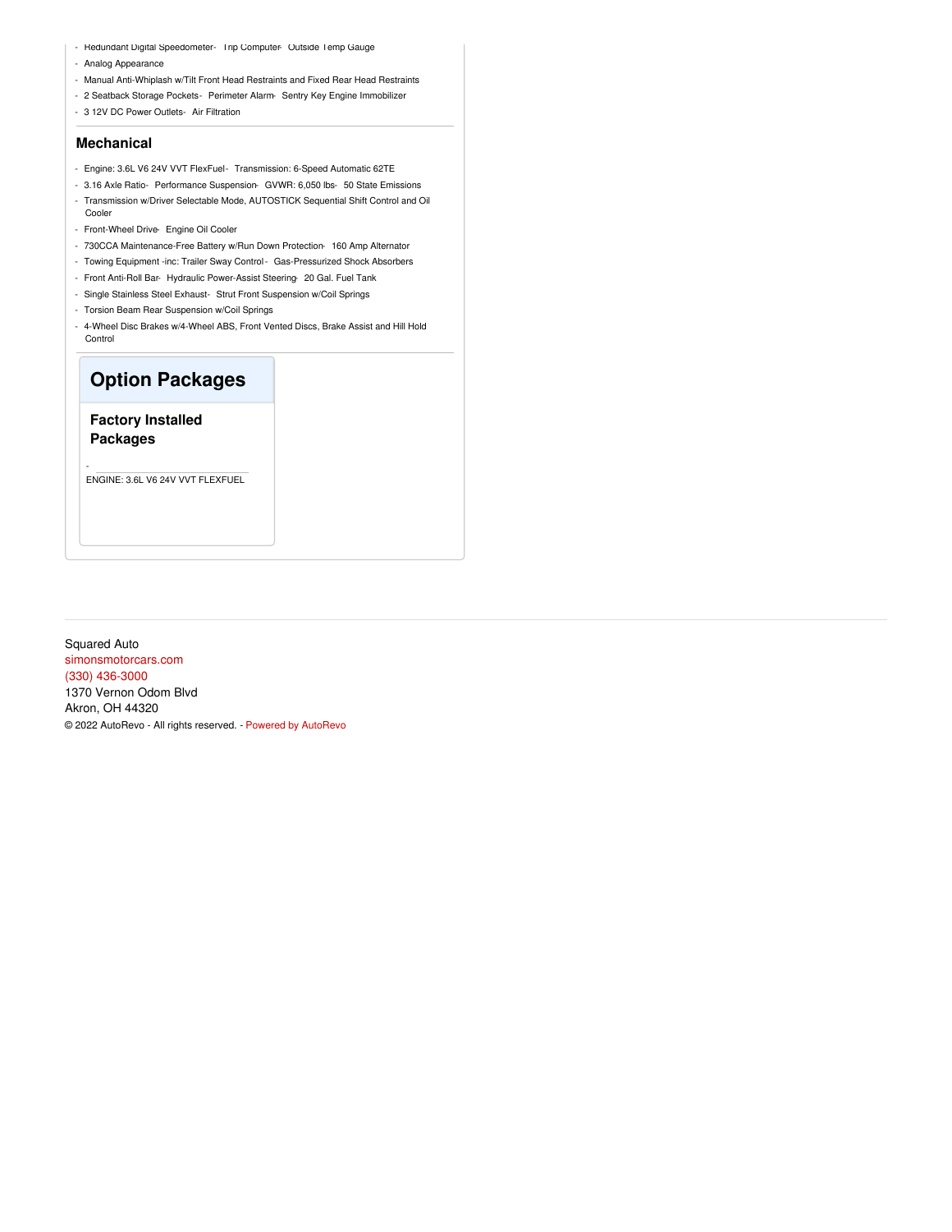- Redundant Digital Speedometer- Trip Computer- Outside Temp Gauge
- Analog Appearance
- Manual Anti-Whiplash w/Tilt Front Head Restraints and Fixed Rear Head Restraints
- 2 Seatback Storage Pockets- Perimeter Alarm- Sentry Key Engine Immobilizer
- 3 12V DC Power Outlets- Air Filtration

### Mechanical

- Engine: 3.6L V6 24V VVT FlexFuel- Transmission: 6-Speed Automatic 62TE
- 3.16 Axle Ratio- Performance Suspension- GVWR: 6,050 lbs- 50 State Emissions
- Transmission w/Driver Selectable Mode, AUTOSTICK Sequential Shift Control and Oil Cooler
- Front-Wheel Drive- Engine Oil Cooler
- 730CCA Maintenance-Free Battery w/Run Down Protection- 160 Amp Alternator
- Towing Equipment -inc: Trailer Sway Control- Gas-Pressurized Shock Absorbers
- Front Anti-Roll Bar- Hydraulic Power-Assist Steering- 20 Gal. Fuel Tank
- Single Stainless Steel Exhaust- Strut Front Suspension w/Coil Springs
- Torsion Beam Rear Suspension w/Coil Springs
- 4-Wheel Disc Brakes w/4-Wheel ABS, Front Vented Discs, Brake Assist and Hill Hold Control

## Option Packages

### Factory Installed Packages

- ENGINE: 3.6L V6 24V VVT FLEXFUEL

Squared Auto
simonsmotorcars.com
(330) 436-3000
1370 Vernon Odom Blvd
Akron, OH 44320
© 2022 AutoRevo - All rights reserved. - Powered by AutoRevo